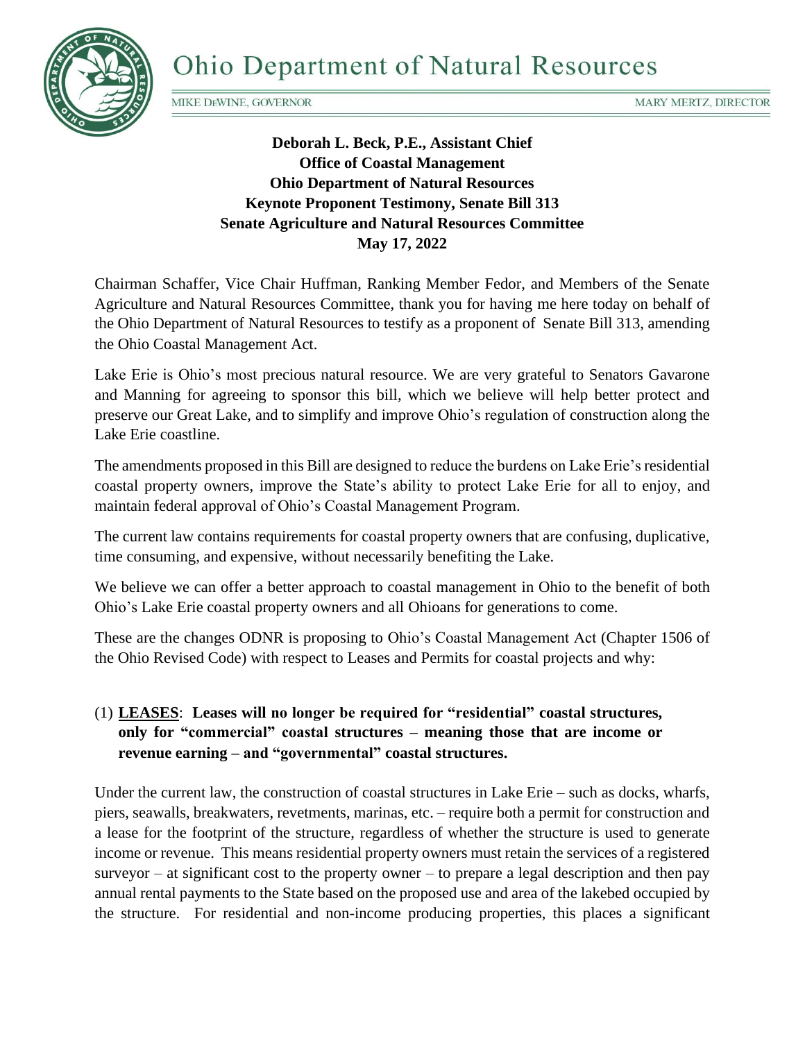# Ohio Department of Natural Resources

MIKE DeWINE, GOVERNOR | MARY MERTZ, DIRECTOR

**Deborah L. Beck, P.E., Assistant Chief**
**Office of Coastal Management**
**Ohio Department of Natural Resources**
**Keynote Proponent Testimony, Senate Bill 313**
**Senate Agriculture and Natural Resources Committee**
**May 17, 2022**

Chairman Schaffer, Vice Chair Huffman, Ranking Member Fedor, and Members of the Senate Agriculture and Natural Resources Committee, thank you for having me here today on behalf of the Ohio Department of Natural Resources to testify as a proponent of Senate Bill 313, amending the Ohio Coastal Management Act.

Lake Erie is Ohio's most precious natural resource. We are very grateful to Senators Gavarone and Manning for agreeing to sponsor this bill, which we believe will help better protect and preserve our Great Lake, and to simplify and improve Ohio's regulation of construction along the Lake Erie coastline.

The amendments proposed in this Bill are designed to reduce the burdens on Lake Erie's residential coastal property owners, improve the State's ability to protect Lake Erie for all to enjoy, and maintain federal approval of Ohio's Coastal Management Program.

The current law contains requirements for coastal property owners that are confusing, duplicative, time consuming, and expensive, without necessarily benefiting the Lake.

We believe we can offer a better approach to coastal management in Ohio to the benefit of both Ohio's Lake Erie coastal property owners and all Ohioans for generations to come.

These are the changes ODNR is proposing to Ohio's Coastal Management Act (Chapter 1506 of the Ohio Revised Code) with respect to Leases and Permits for coastal projects and why:

(1) **<u>LEASES</u>**: **Leases will no longer be required for "residential" coastal structures, only for "commercial" coastal structures – meaning those that are income or revenue earning – and "governmental" coastal structures.**

Under the current law, the construction of coastal structures in Lake Erie – such as docks, wharfs, piers, seawalls, breakwaters, revetments, marinas, etc. – require both a permit for construction and a lease for the footprint of the structure, regardless of whether the structure is used to generate income or revenue. This means residential property owners must retain the services of a registered surveyor – at significant cost to the property owner – to prepare a legal description and then pay annual rental payments to the State based on the proposed use and area of the lakebed occupied by the structure. For residential and non-income producing properties, this places a significant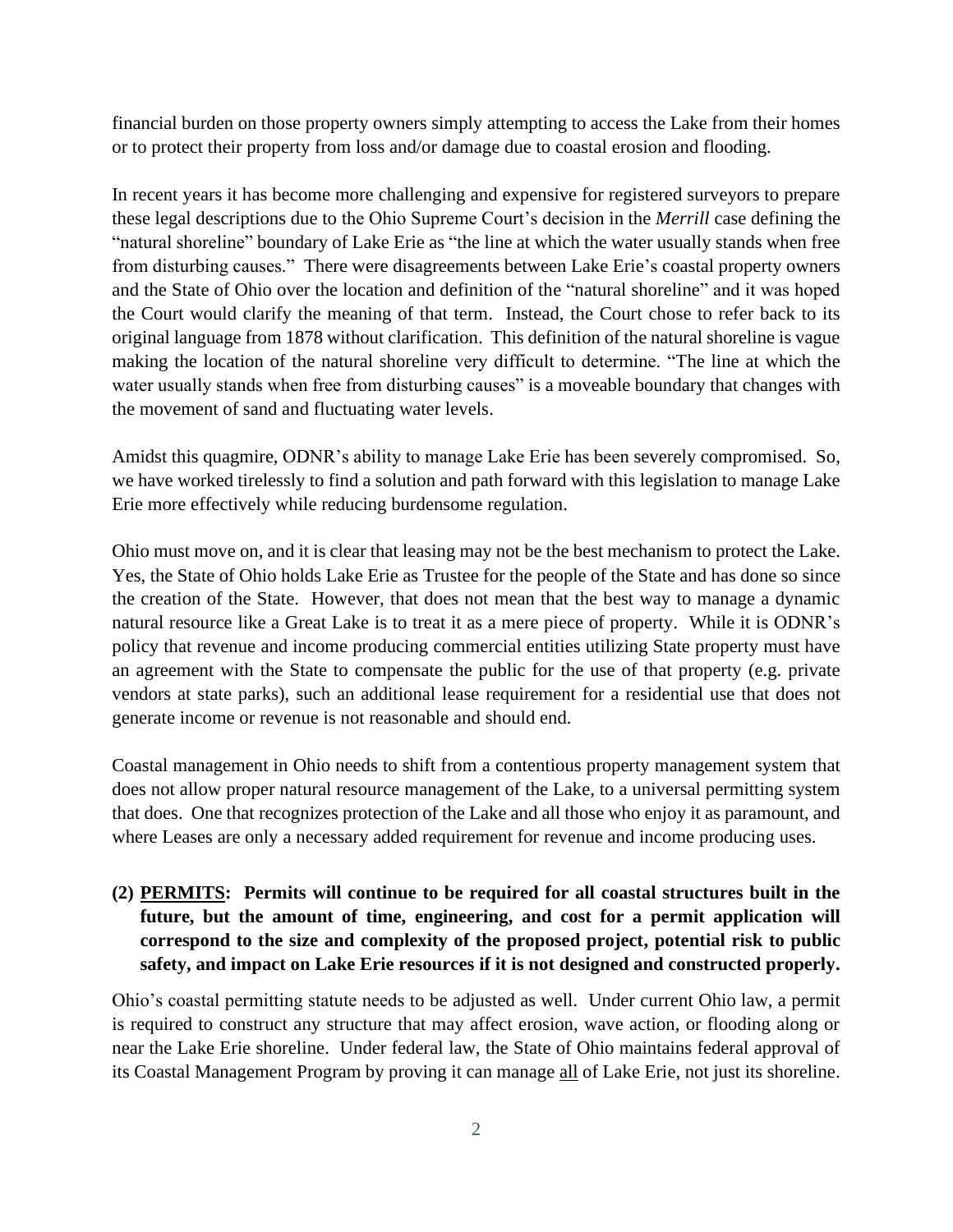financial burden on those property owners simply attempting to access the Lake from their homes or to protect their property from loss and/or damage due to coastal erosion and flooding.

In recent years it has become more challenging and expensive for registered surveyors to prepare these legal descriptions due to the Ohio Supreme Court's decision in the *Merrill* case defining the "natural shoreline" boundary of Lake Erie as "the line at which the water usually stands when free from disturbing causes." There were disagreements between Lake Erie's coastal property owners and the State of Ohio over the location and definition of the "natural shoreline" and it was hoped the Court would clarify the meaning of that term. Instead, the Court chose to refer back to its original language from 1878 without clarification. This definition of the natural shoreline is vague making the location of the natural shoreline very difficult to determine. "The line at which the water usually stands when free from disturbing causes" is a moveable boundary that changes with the movement of sand and fluctuating water levels.

Amidst this quagmire, ODNR's ability to manage Lake Erie has been severely compromised. So, we have worked tirelessly to find a solution and path forward with this legislation to manage Lake Erie more effectively while reducing burdensome regulation.

Ohio must move on, and it is clear that leasing may not be the best mechanism to protect the Lake. Yes, the State of Ohio holds Lake Erie as Trustee for the people of the State and has done so since the creation of the State. However, that does not mean that the best way to manage a dynamic natural resource like a Great Lake is to treat it as a mere piece of property. While it is ODNR's policy that revenue and income producing commercial entities utilizing State property must have an agreement with the State to compensate the public for the use of that property (e.g. private vendors at state parks), such an additional lease requirement for a residential use that does not generate income or revenue is not reasonable and should end.

Coastal management in Ohio needs to shift from a contentious property management system that does not allow proper natural resource management of the Lake, to a universal permitting system that does. One that recognizes protection of the Lake and all those who enjoy it as paramount, and where Leases are only a necessary added requirement for revenue and income producing uses.

**(2) <u>PERMITS</u>: Permits will continue to be required for all coastal structures built in the future, but the amount of time, engineering, and cost for a permit application will correspond to the size and complexity of the proposed project, potential risk to public safety, and impact on Lake Erie resources if it is not designed and constructed properly.**

Ohio's coastal permitting statute needs to be adjusted as well. Under current Ohio law, a permit is required to construct any structure that may affect erosion, wave action, or flooding along or near the Lake Erie shoreline. Under federal law, the State of Ohio maintains federal approval of its Coastal Management Program by proving it can manage <u>all</u> of Lake Erie, not just its shoreline.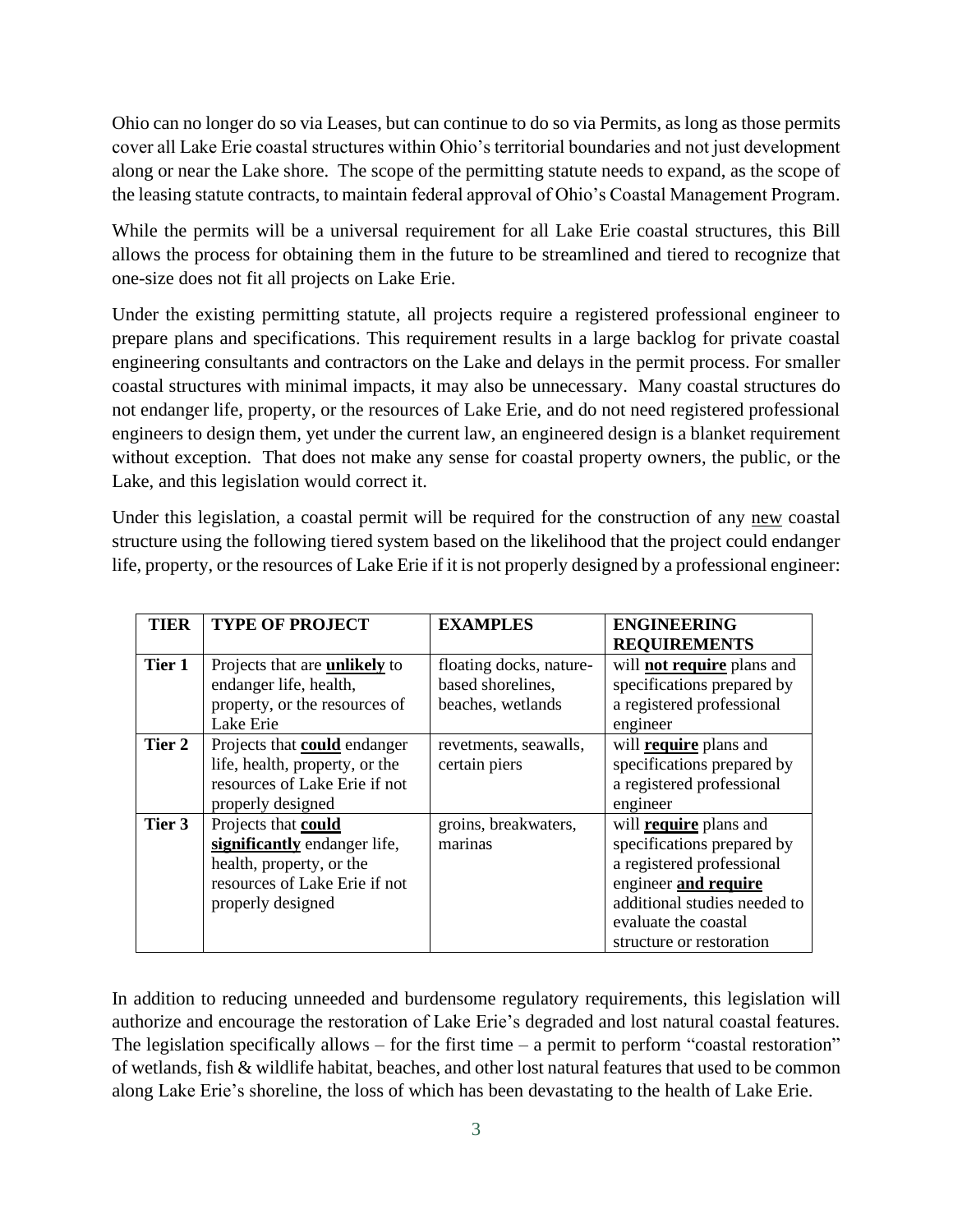Ohio can no longer do so via Leases, but can continue to do so via Permits, as long as those permits cover all Lake Erie coastal structures within Ohio's territorial boundaries and not just development along or near the Lake shore. The scope of the permitting statute needs to expand, as the scope of the leasing statute contracts, to maintain federal approval of Ohio's Coastal Management Program.

While the permits will be a universal requirement for all Lake Erie coastal structures, this Bill allows the process for obtaining them in the future to be streamlined and tiered to recognize that one-size does not fit all projects on Lake Erie.

Under the existing permitting statute, all projects require a registered professional engineer to prepare plans and specifications. This requirement results in a large backlog for private coastal engineering consultants and contractors on the Lake and delays in the permit process. For smaller coastal structures with minimal impacts, it may also be unnecessary. Many coastal structures do not endanger life, property, or the resources of Lake Erie, and do not need registered professional engineers to design them, yet under the current law, an engineered design is a blanket requirement without exception. That does not make any sense for coastal property owners, the public, or the Lake, and this legislation would correct it.

Under this legislation, a coastal permit will be required for the construction of any <u>new</u> coastal structure using the following tiered system based on the likelihood that the project could endanger life, property, or the resources of Lake Erie if it is not properly designed by a professional engineer:

| TIER | TYPE OF PROJECT | EXAMPLES | ENGINEERING REQUIREMENTS |
|---|---|---|---|
| **Tier 1** | Projects that are **<u>unlikely</u>** to endanger life, health, property, or the resources of Lake Erie | floating docks, nature-based shorelines, beaches, wetlands | will **<u>not require</u>** plans and specifications prepared by a registered professional engineer |
| **Tier 2** | Projects that **<u>could</u>** endanger life, health, property, or the resources of Lake Erie if not properly designed | revetments, seawalls, certain piers | will **<u>require</u>** plans and specifications prepared by a registered professional engineer |
| **Tier 3** | Projects that **<u>could significantly</u>** endanger life, health, property, or the resources of Lake Erie if not properly designed | groins, breakwaters, marinas | will **<u>require</u>** plans and specifications prepared by a registered professional engineer **<u>and require</u>** additional studies needed to evaluate the coastal structure or restoration |

In addition to reducing unneeded and burdensome regulatory requirements, this legislation will authorize and encourage the restoration of Lake Erie's degraded and lost natural coastal features. The legislation specifically allows – for the first time – a permit to perform "coastal restoration" of wetlands, fish & wildlife habitat, beaches, and other lost natural features that used to be common along Lake Erie's shoreline, the loss of which has been devastating to the health of Lake Erie.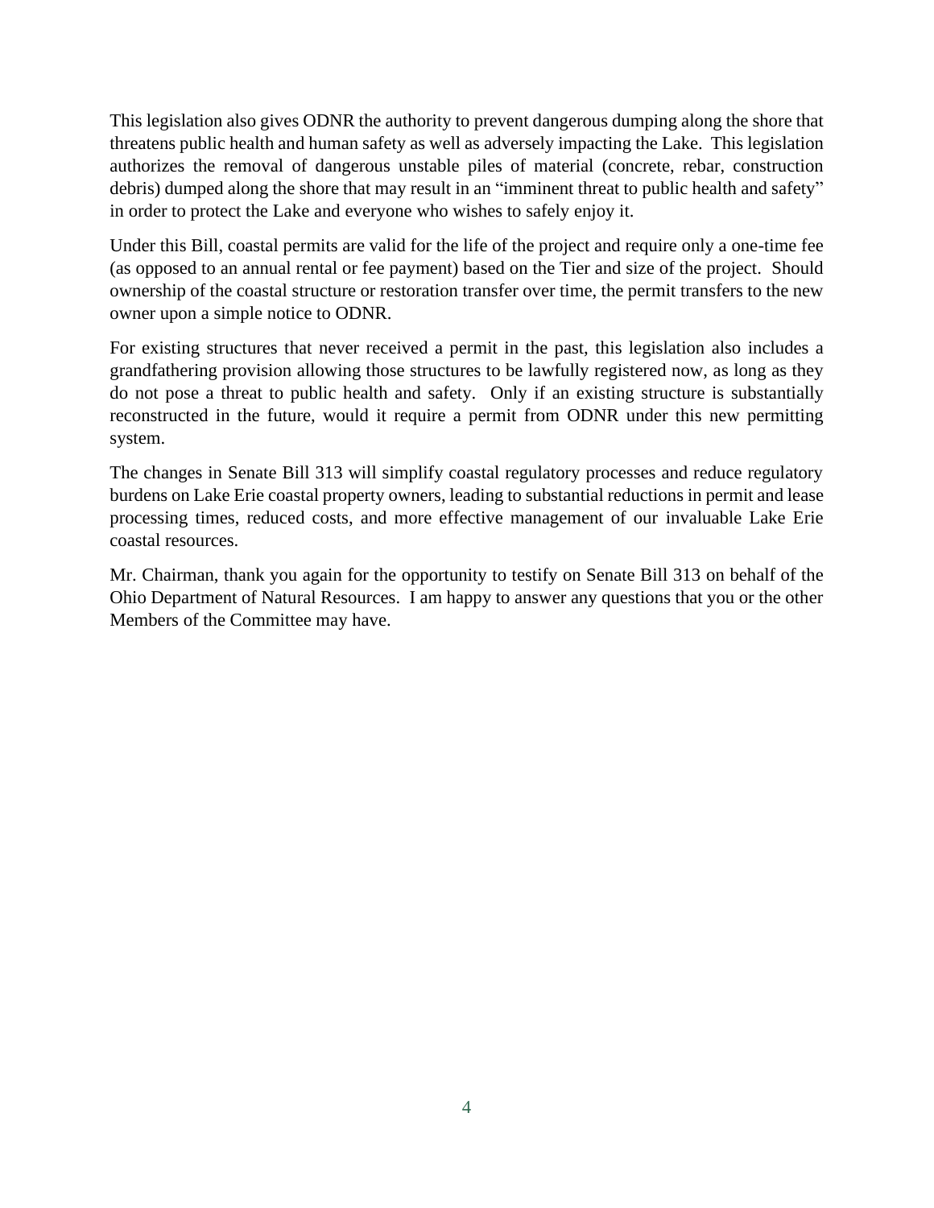This legislation also gives ODNR the authority to prevent dangerous dumping along the shore that threatens public health and human safety as well as adversely impacting the Lake. This legislation authorizes the removal of dangerous unstable piles of material (concrete, rebar, construction debris) dumped along the shore that may result in an "imminent threat to public health and safety" in order to protect the Lake and everyone who wishes to safely enjoy it.

Under this Bill, coastal permits are valid for the life of the project and require only a one-time fee (as opposed to an annual rental or fee payment) based on the Tier and size of the project. Should ownership of the coastal structure or restoration transfer over time, the permit transfers to the new owner upon a simple notice to ODNR.

For existing structures that never received a permit in the past, this legislation also includes a grandfathering provision allowing those structures to be lawfully registered now, as long as they do not pose a threat to public health and safety. Only if an existing structure is substantially reconstructed in the future, would it require a permit from ODNR under this new permitting system.

The changes in Senate Bill 313 will simplify coastal regulatory processes and reduce regulatory burdens on Lake Erie coastal property owners, leading to substantial reductions in permit and lease processing times, reduced costs, and more effective management of our invaluable Lake Erie coastal resources.

Mr. Chairman, thank you again for the opportunity to testify on Senate Bill 313 on behalf of the Ohio Department of Natural Resources. I am happy to answer any questions that you or the other Members of the Committee may have.